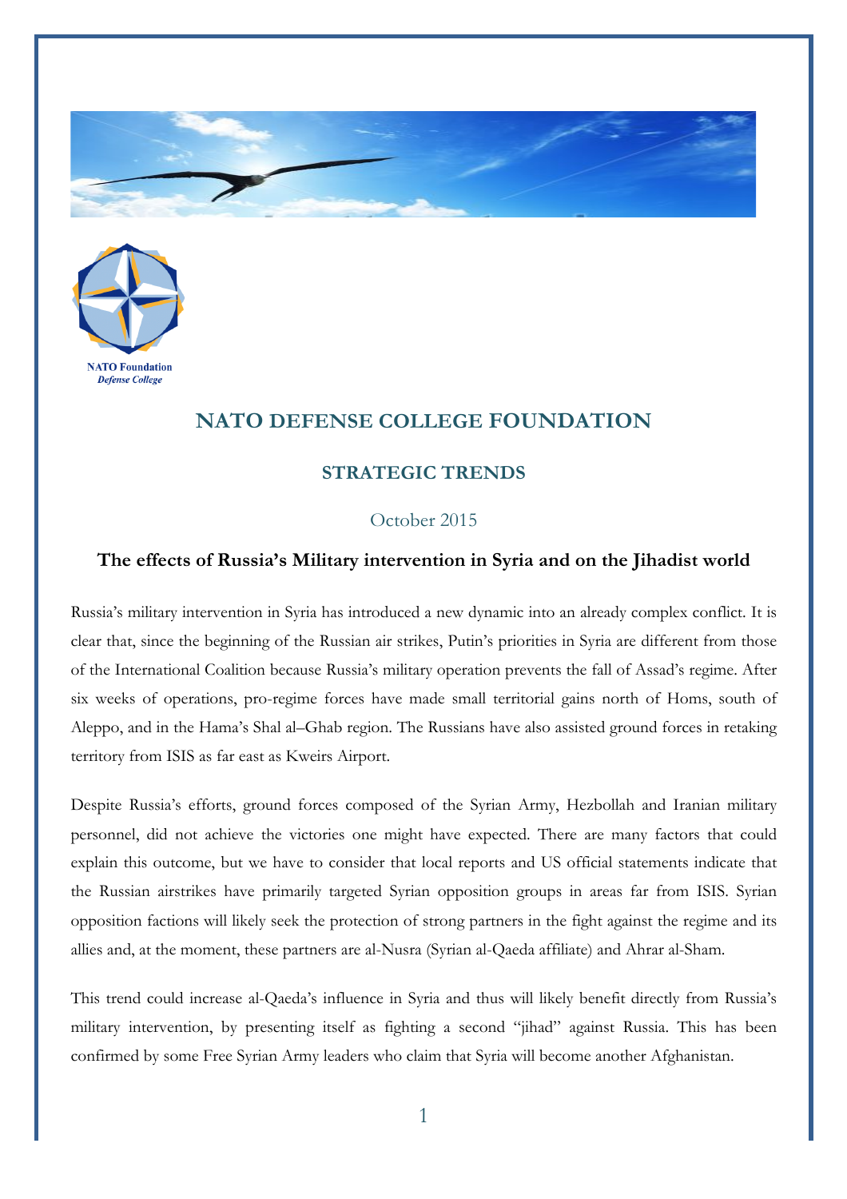NATO Foundation
*Defense College*

# NATO DEFENSE COLLEGE FOUNDATION

## STRATEGIC TRENDS

October 2015

### The effects of Russia's Military intervention in Syria and on the Jihadist world

Russia's military intervention in Syria has introduced a new dynamic into an already complex conflict. It is clear that, since the beginning of the Russian air strikes, Putin's priorities in Syria are different from those of the International Coalition because Russia's military operation prevents the fall of Assad's regime. After six weeks of operations, pro-regime forces have made small territorial gains north of Homs, south of Aleppo, and in the Hama's Shal al–Ghab region. The Russians have also assisted ground forces in retaking territory from ISIS as far east as Kweirs Airport.

Despite Russia's efforts, ground forces composed of the Syrian Army, Hezbollah and Iranian military personnel, did not achieve the victories one might have expected. There are many factors that could explain this outcome, but we have to consider that local reports and US official statements indicate that the Russian airstrikes have primarily targeted Syrian opposition groups in areas far from ISIS. Syrian opposition factions will likely seek the protection of strong partners in the fight against the regime and its allies and, at the moment, these partners are al-Nusra (Syrian al-Qaeda affiliate) and Ahrar al-Sham.

This trend could increase al-Qaeda's influence in Syria and thus will likely benefit directly from Russia's military intervention, by presenting itself as fighting a second "jihad" against Russia. This has been confirmed by some Free Syrian Army leaders who claim that Syria will become another Afghanistan.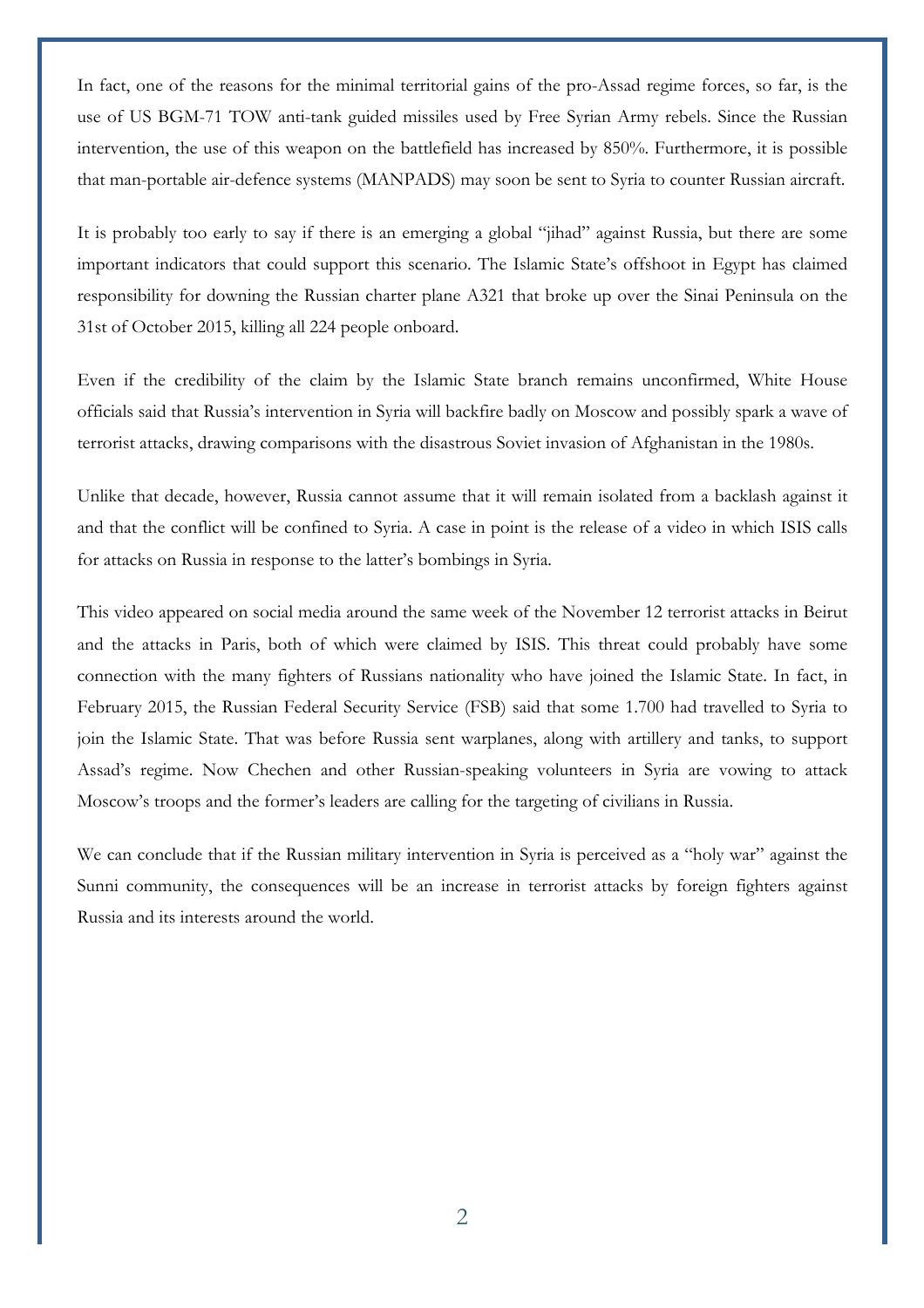In fact, one of the reasons for the minimal territorial gains of the pro-Assad regime forces, so far, is the use of US BGM-71 TOW anti-tank guided missiles used by Free Syrian Army rebels. Since the Russian intervention, the use of this weapon on the battlefield has increased by 850%. Furthermore, it is possible that man-portable air-defence systems (MANPADS) may soon be sent to Syria to counter Russian aircraft.

It is probably too early to say if there is an emerging a global "jihad" against Russia, but there are some important indicators that could support this scenario. The Islamic State's offshoot in Egypt has claimed responsibility for downing the Russian charter plane A321 that broke up over the Sinai Peninsula on the 31st of October 2015, killing all 224 people onboard.

Even if the credibility of the claim by the Islamic State branch remains unconfirmed, White House officials said that Russia's intervention in Syria will backfire badly on Moscow and possibly spark a wave of terrorist attacks, drawing comparisons with the disastrous Soviet invasion of Afghanistan in the 1980s.

Unlike that decade, however, Russia cannot assume that it will remain isolated from a backlash against it and that the conflict will be confined to Syria. A case in point is the release of a video in which ISIS calls for attacks on Russia in response to the latter's bombings in Syria.

This video appeared on social media around the same week of the November 12 terrorist attacks in Beirut and the attacks in Paris, both of which were claimed by ISIS. This threat could probably have some connection with the many fighters of Russians nationality who have joined the Islamic State. In fact, in February 2015, the Russian Federal Security Service (FSB) said that some 1.700 had travelled to Syria to join the Islamic State. That was before Russia sent warplanes, along with artillery and tanks, to support Assad's regime. Now Chechen and other Russian-speaking volunteers in Syria are vowing to attack Moscow's troops and the former's leaders are calling for the targeting of civilians in Russia.

We can conclude that if the Russian military intervention in Syria is perceived as a "holy war" against the Sunni community, the consequences will be an increase in terrorist attacks by foreign fighters against Russia and its interests around the world.